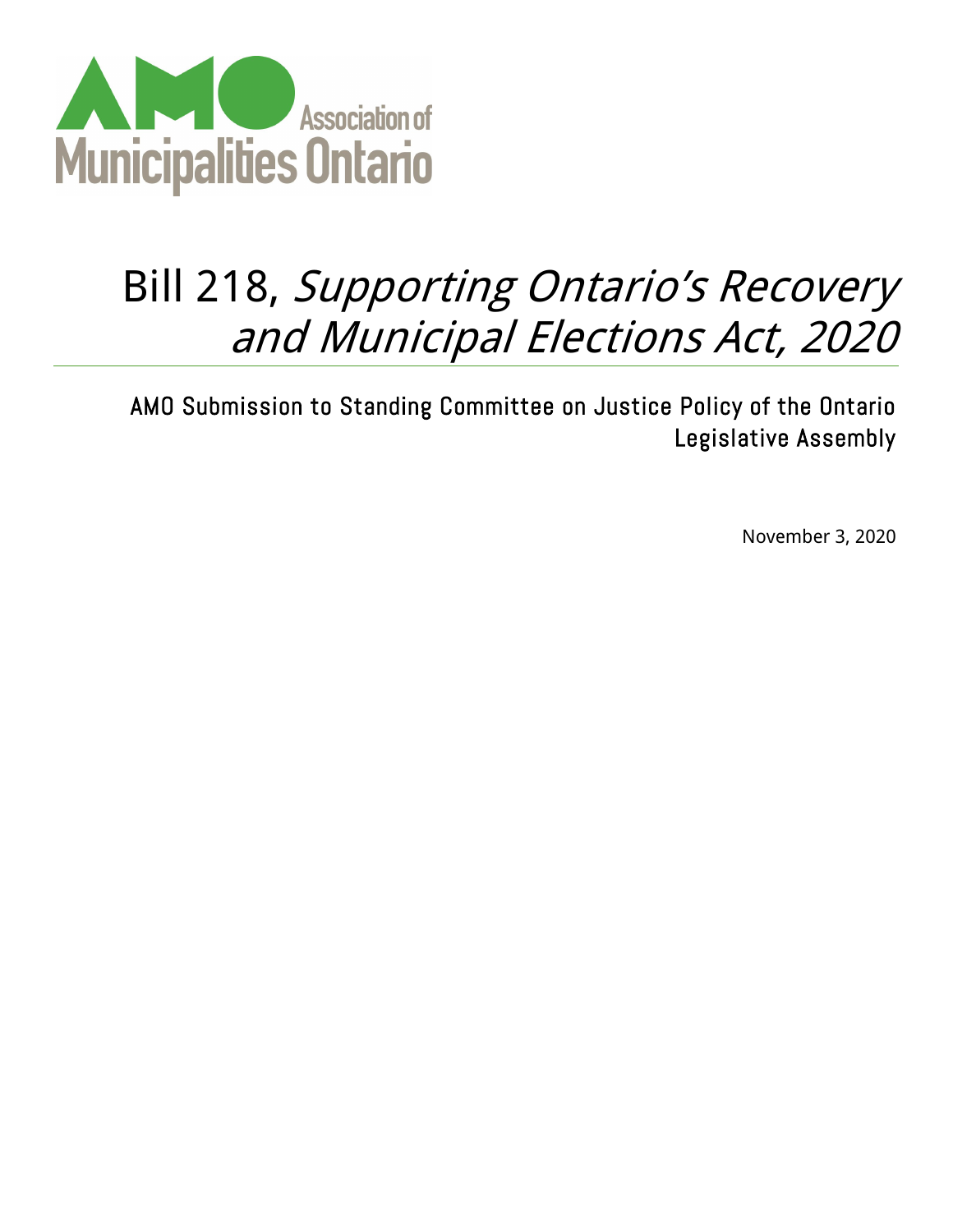Association of Municipalities Ontario

# Bill 218, *Supporting Ontario's Recovery and Municipal Elections Act, 2020*

AMO Submission to Standing Committee on Justice Policy of the Ontario Legislative Assembly

November 3, 2020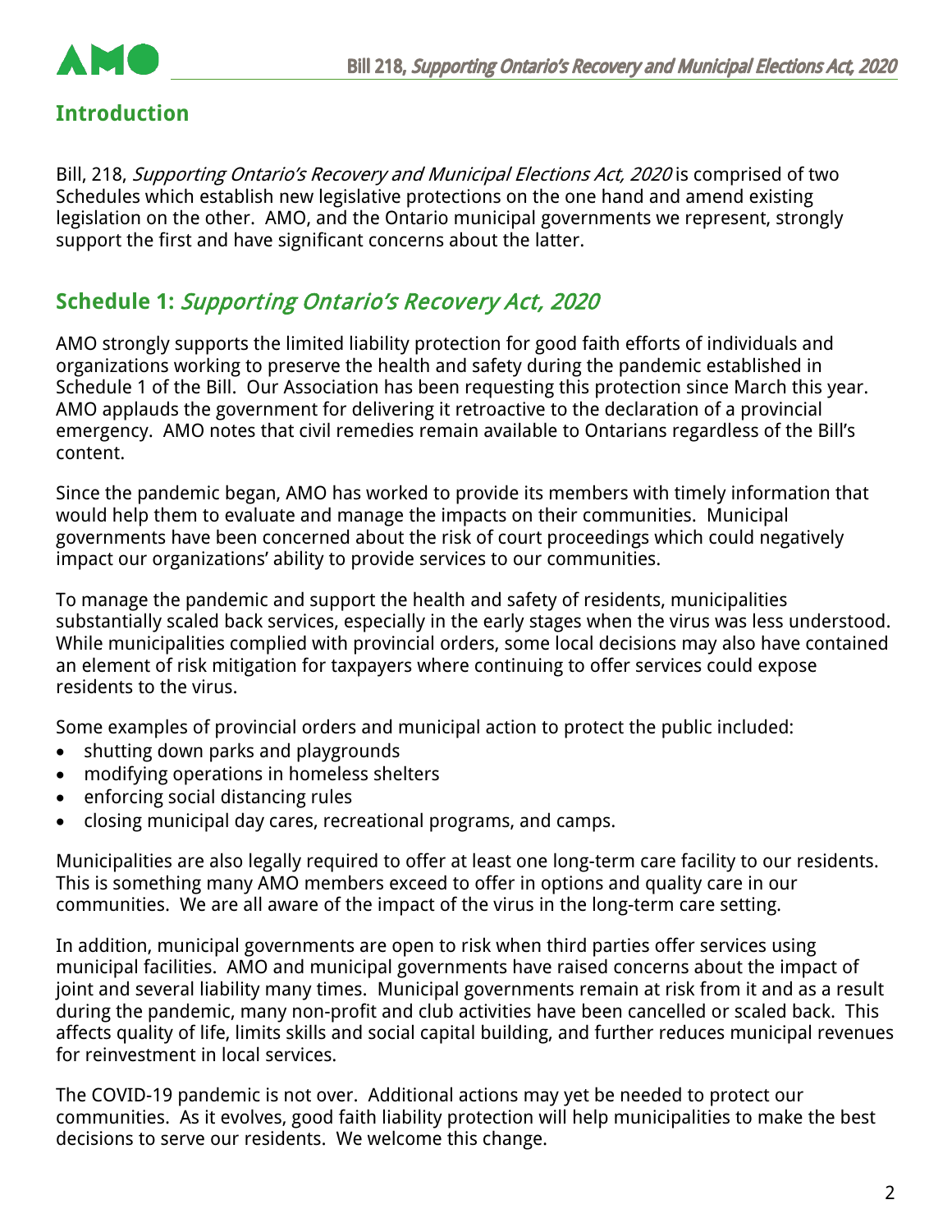## Introduction

Bill, 218, *Supporting Ontario's Recovery and Municipal Elections Act, 2020* is comprised of two Schedules which establish new legislative protections on the one hand and amend existing legislation on the other. AMO, and the Ontario municipal governments we represent, strongly support the first and have significant concerns about the latter.

## Schedule 1: *Supporting Ontario's Recovery Act, 2020*

AMO strongly supports the limited liability protection for good faith efforts of individuals and organizations working to preserve the health and safety during the pandemic established in Schedule 1 of the Bill. Our Association has been requesting this protection since March this year. AMO applauds the government for delivering it retroactive to the declaration of a provincial emergency. AMO notes that civil remedies remain available to Ontarians regardless of the Bill's content.

Since the pandemic began, AMO has worked to provide its members with timely information that would help them to evaluate and manage the impacts on their communities. Municipal governments have been concerned about the risk of court proceedings which could negatively impact our organizations' ability to provide services to our communities.

To manage the pandemic and support the health and safety of residents, municipalities substantially scaled back services, especially in the early stages when the virus was less understood. While municipalities complied with provincial orders, some local decisions may also have contained an element of risk mitigation for taxpayers where continuing to offer services could expose residents to the virus.

Some examples of provincial orders and municipal action to protect the public included:

- shutting down parks and playgrounds
- modifying operations in homeless shelters
- enforcing social distancing rules
- closing municipal day cares, recreational programs, and camps.

Municipalities are also legally required to offer at least one long-term care facility to our residents. This is something many AMO members exceed to offer in options and quality care in our communities. We are all aware of the impact of the virus in the long-term care setting.

In addition, municipal governments are open to risk when third parties offer services using municipal facilities. AMO and municipal governments have raised concerns about the impact of joint and several liability many times. Municipal governments remain at risk from it and as a result during the pandemic, many non-profit and club activities have been cancelled or scaled back. This affects quality of life, limits skills and social capital building, and further reduces municipal revenues for reinvestment in local services.

The COVID-19 pandemic is not over. Additional actions may yet be needed to protect our communities. As it evolves, good faith liability protection will help municipalities to make the best decisions to serve our residents. We welcome this change.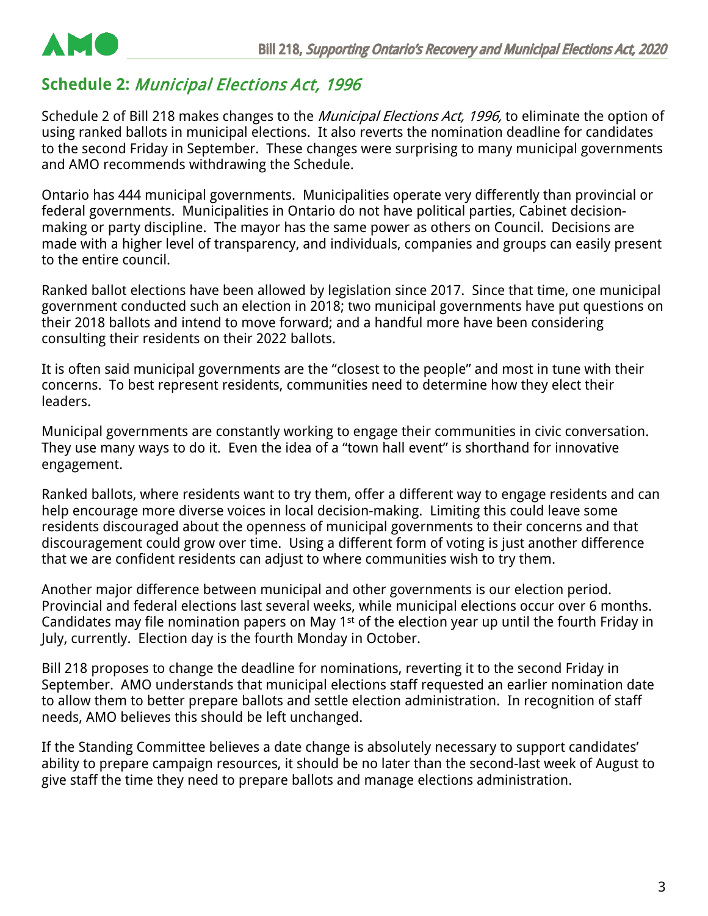## Schedule 2: *Municipal Elections Act, 1996*

Schedule 2 of Bill 218 makes changes to the *Municipal Elections Act, 1996,* to eliminate the option of using ranked ballots in municipal elections. It also reverts the nomination deadline for candidates to the second Friday in September. These changes were surprising to many municipal governments and AMO recommends withdrawing the Schedule.

Ontario has 444 municipal governments. Municipalities operate very differently than provincial or federal governments. Municipalities in Ontario do not have political parties, Cabinet decision-making or party discipline. The mayor has the same power as others on Council. Decisions are made with a higher level of transparency, and individuals, companies and groups can easily present to the entire council.

Ranked ballot elections have been allowed by legislation since 2017. Since that time, one municipal government conducted such an election in 2018; two municipal governments have put questions on their 2018 ballots and intend to move forward; and a handful more have been considering consulting their residents on their 2022 ballots.

It is often said municipal governments are the "closest to the people" and most in tune with their concerns. To best represent residents, communities need to determine how they elect their leaders.

Municipal governments are constantly working to engage their communities in civic conversation. They use many ways to do it. Even the idea of a "town hall event" is shorthand for innovative engagement.

Ranked ballots, where residents want to try them, offer a different way to engage residents and can help encourage more diverse voices in local decision-making. Limiting this could leave some residents discouraged about the openness of municipal governments to their concerns and that discouragement could grow over time. Using a different form of voting is just another difference that we are confident residents can adjust to where communities wish to try them.

Another major difference between municipal and other governments is our election period. Provincial and federal elections last several weeks, while municipal elections occur over 6 months. Candidates may file nomination papers on May 1st of the election year up until the fourth Friday in July, currently. Election day is the fourth Monday in October.

Bill 218 proposes to change the deadline for nominations, reverting it to the second Friday in September. AMO understands that municipal elections staff requested an earlier nomination date to allow them to better prepare ballots and settle election administration. In recognition of staff needs, AMO believes this should be left unchanged.

If the Standing Committee believes a date change is absolutely necessary to support candidates' ability to prepare campaign resources, it should be no later than the second-last week of August to give staff the time they need to prepare ballots and manage elections administration.